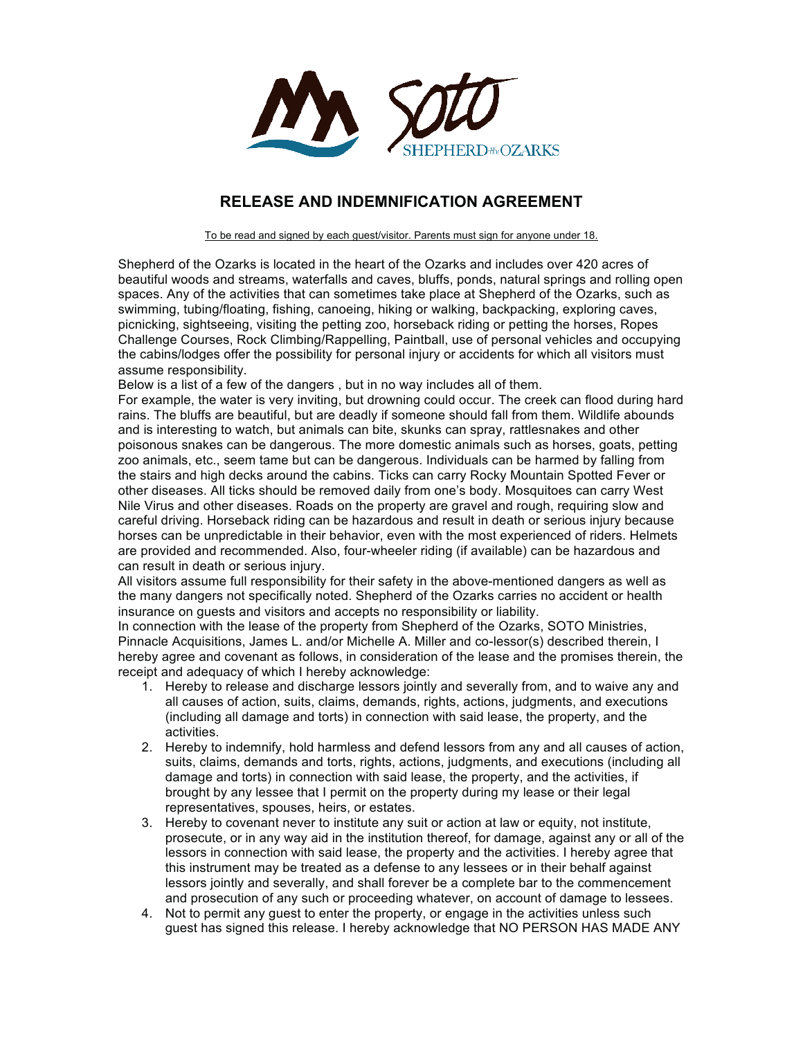SOTO
SHEPHERD of the OZARKS

# RELEASE AND INDEMNIFICATION AGREEMENT

To be read and signed by each guest/visitor. Parents must sign for anyone under 18.

Shepherd of the Ozarks is located in the heart of the Ozarks and includes over 420 acres of beautiful woods and streams, waterfalls and caves, bluffs, ponds, natural springs and rolling open spaces. Any of the activities that can sometimes take place at Shepherd of the Ozarks, such as swimming, tubing/floating, fishing, canoeing, hiking or walking, backpacking, exploring caves, picnicking, sightseeing, visiting the petting zoo, horseback riding or petting the horses, Ropes Challenge Courses, Rock Climbing/Rappelling, Paintball, use of personal vehicles and occupying the cabins/lodges offer the possibility for personal injury or accidents for which all visitors must assume responsibility.

Below is a list of a few of the dangers , but in no way includes all of them.

For example, the water is very inviting, but drowning could occur. The creek can flood during hard rains. The bluffs are beautiful, but are deadly if someone should fall from them. Wildlife abounds and is interesting to watch, but animals can bite, skunks can spray, rattlesnakes and other poisonous snakes can be dangerous. The more domestic animals such as horses, goats, petting zoo animals, etc., seem tame but can be dangerous. Individuals can be harmed by falling from the stairs and high decks around the cabins. Ticks can carry Rocky Mountain Spotted Fever or other diseases. All ticks should be removed daily from one's body. Mosquitoes can carry West Nile Virus and other diseases. Roads on the property are gravel and rough, requiring slow and careful driving. Horseback riding can be hazardous and result in death or serious injury because horses can be unpredictable in their behavior, even with the most experienced of riders. Helmets are provided and recommended. Also, four-wheeler riding (if available) can be hazardous and can result in death or serious injury.

All visitors assume full responsibility for their safety in the above-mentioned dangers as well as the many dangers not specifically noted. Shepherd of the Ozarks carries no accident or health insurance on guests and visitors and accepts no responsibility or liability.

In connection with the lease of the property from Shepherd of the Ozarks, SOTO Ministries, Pinnacle Acquisitions, James L. and/or Michelle A. Miller and co-lessor(s) described therein, I hereby agree and covenant as follows, in consideration of the lease and the promises therein, the receipt and adequacy of which I hereby acknowledge:

1. Hereby to release and discharge lessors jointly and severally from, and to waive any and all causes of action, suits, claims, demands, rights, actions, judgments, and executions (including all damage and torts) in connection with said lease, the property, and the activities.
2. Hereby to indemnify, hold harmless and defend lessors from any and all causes of action, suits, claims, demands and torts, rights, actions, judgments, and executions (including all damage and torts) in connection with said lease, the property, and the activities, if brought by any lessee that I permit on the property during my lease or their legal representatives, spouses, heirs, or estates.
3. Hereby to covenant never to institute any suit or action at law or equity, not institute, prosecute, or in any way aid in the institution thereof, for damage, against any or all of the lessors in connection with said lease, the property and the activities. I hereby agree that this instrument may be treated as a defense to any lessees or in their behalf against lessors jointly and severally, and shall forever be a complete bar to the commencement and prosecution of any such or proceeding whatever, on account of damage to lessees.
4. Not to permit any guest to enter the property, or engage in the activities unless such guest has signed this release. I hereby acknowledge that NO PERSON HAS MADE ANY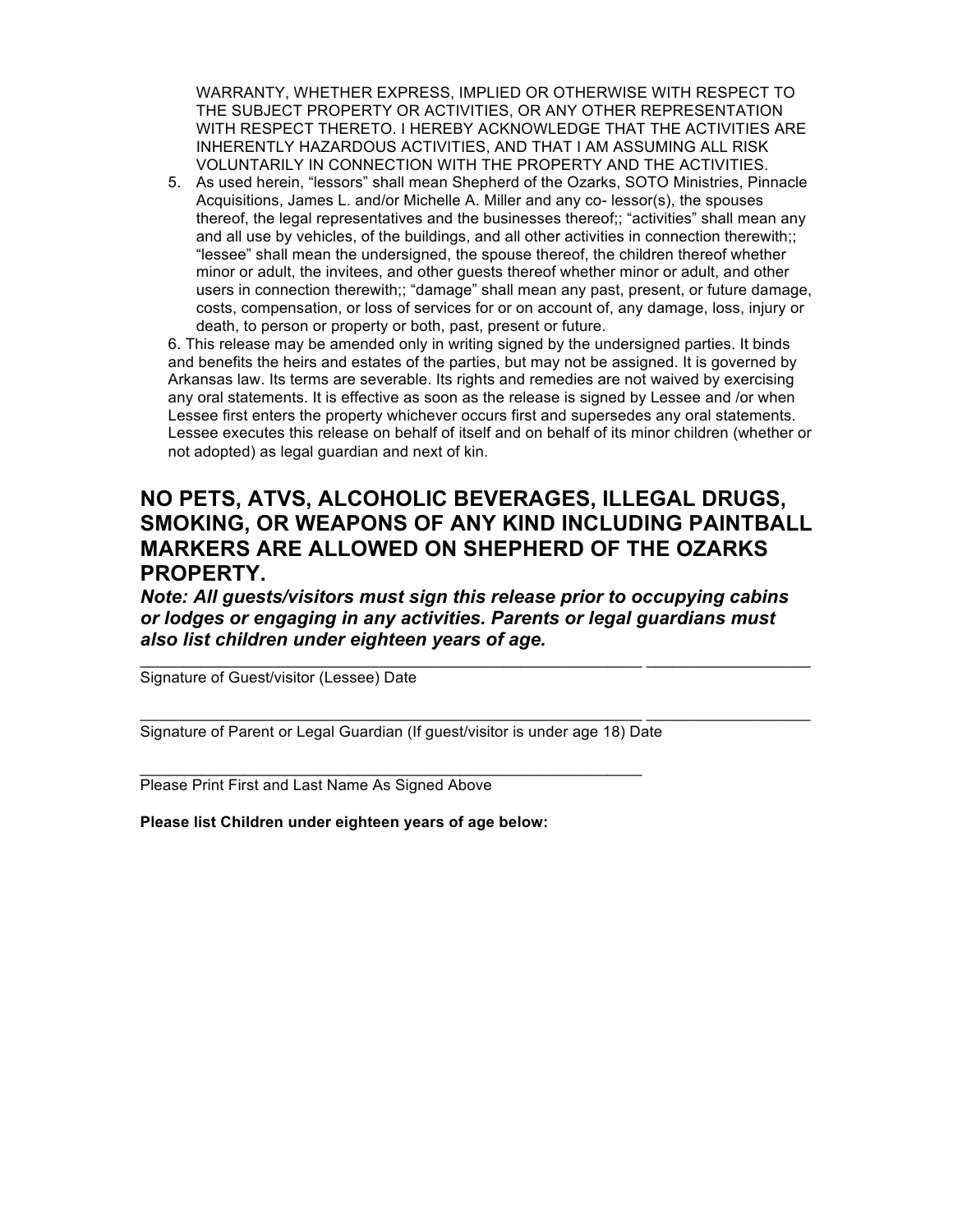WARRANTY, WHETHER EXPRESS, IMPLIED OR OTHERWISE WITH RESPECT TO THE SUBJECT PROPERTY OR ACTIVITIES, OR ANY OTHER REPRESENTATION WITH RESPECT THERETO. I HEREBY ACKNOWLEDGE THAT THE ACTIVITIES ARE INHERENTLY HAZARDOUS ACTIVITIES, AND THAT I AM ASSUMING ALL RISK VOLUNTARILY IN CONNECTION WITH THE PROPERTY AND THE ACTIVITIES.

5. As used herein, "lessors" shall mean Shepherd of the Ozarks, SOTO Ministries, Pinnacle Acquisitions, James L. and/or Michelle A. Miller and any co- lessor(s), the spouses thereof, the legal representatives and the businesses thereof;; "activities" shall mean any and all use by vehicles, of the buildings, and all other activities in connection therewith;; "lessee" shall mean the undersigned, the spouse thereof, the children thereof whether minor or adult, the invitees, and other guests thereof whether minor or adult, and other users in connection therewith;; "damage" shall mean any past, present, or future damage, costs, compensation, or loss of services for or on account of, any damage, loss, injury or death, to person or property or both, past, present or future.

6. This release may be amended only in writing signed by the undersigned parties. It binds and benefits the heirs and estates of the parties, but may not be assigned. It is governed by Arkansas law. Its terms are severable. Its rights and remedies are not waived by exercising any oral statements. It is effective as soon as the release is signed by Lessee and /or when Lessee first enters the property whichever occurs first and supersedes any oral statements. Lessee executes this release on behalf of itself and on behalf of its minor children (whether or not adopted) as legal guardian and next of kin.

## NO PETS, ATVS, ALCOHOLIC BEVERAGES, ILLEGAL DRUGS, SMOKING, OR WEAPONS OF ANY KIND INCLUDING PAINTBALL MARKERS ARE ALLOWED ON SHEPHERD OF THE OZARKS PROPERTY.

***Note: All guests/visitors must sign this release prior to occupying cabins or lodges or engaging in any activities. Parents or legal guardians must also list children under eighteen years of age.***

_____________________________________________________ ________________

Signature of Guest/visitor (Lessee) Date

_____________________________________________________ ________________

Signature of Parent or Legal Guardian (If guest/visitor is under age 18) Date

_____________________________________________________

Please Print First and Last Name As Signed Above

**Please list Children under eighteen years of age below:**